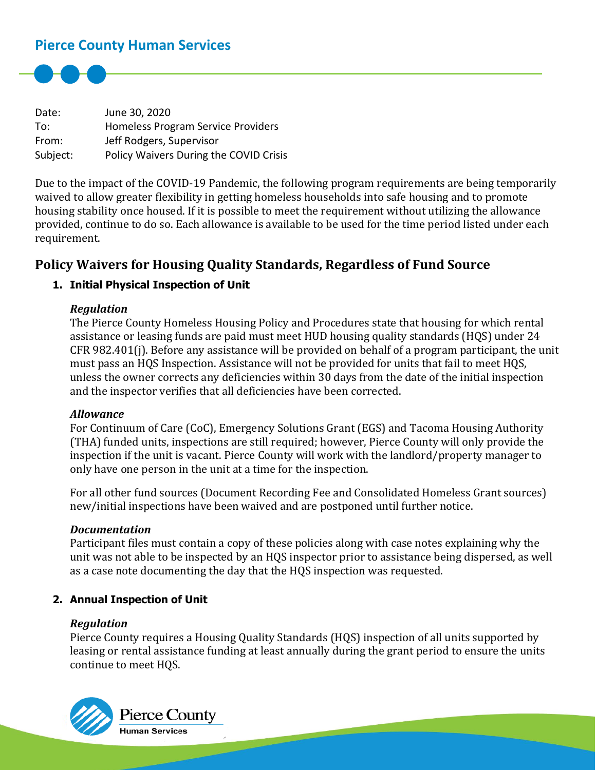## Pierce County Human Services

| | |
|---|---|
| Date: | June 30, 2020 |
| To: | Homeless Program Service Providers |
| From: | Jeff Rodgers, Supervisor |
| Subject: | Policy Waivers During the COVID Crisis |

Due to the impact of the COVID-19 Pandemic, the following program requirements are being temporarily waived to allow greater flexibility in getting homeless households into safe housing and to promote housing stability once housed. If it is possible to meet the requirement without utilizing the allowance provided, continue to do so. Each allowance is available to be used for the time period listed under each requirement.

## Policy Waivers for Housing Quality Standards, Regardless of Fund Source

### 1. Initial Physical Inspection of Unit

***Regulation***

The Pierce County Homeless Housing Policy and Procedures state that housing for which rental assistance or leasing funds are paid must meet HUD housing quality standards (HQS) under 24 CFR 982.401(j). Before any assistance will be provided on behalf of a program participant, the unit must pass an HQS Inspection. Assistance will not be provided for units that fail to meet HQS, unless the owner corrects any deficiencies within 30 days from the date of the initial inspection and the inspector verifies that all deficiencies have been corrected.

***Allowance***

For Continuum of Care (CoC), Emergency Solutions Grant (EGS) and Tacoma Housing Authority (THA) funded units, inspections are still required; however, Pierce County will only provide the inspection if the unit is vacant. Pierce County will work with the landlord/property manager to only have one person in the unit at a time for the inspection.

For all other fund sources (Document Recording Fee and Consolidated Homeless Grant sources) new/initial inspections have been waived and are postponed until further notice.

***Documentation***

Participant files must contain a copy of these policies along with case notes explaining why the unit was not able to be inspected by an HQS inspector prior to assistance being dispersed, as well as a case note documenting the day that the HQS inspection was requested.

### 2. Annual Inspection of Unit

***Regulation***

Pierce County requires a Housing Quality Standards (HQS) inspection of all units supported by leasing or rental assistance funding at least annually during the grant period to ensure the units continue to meet HQS.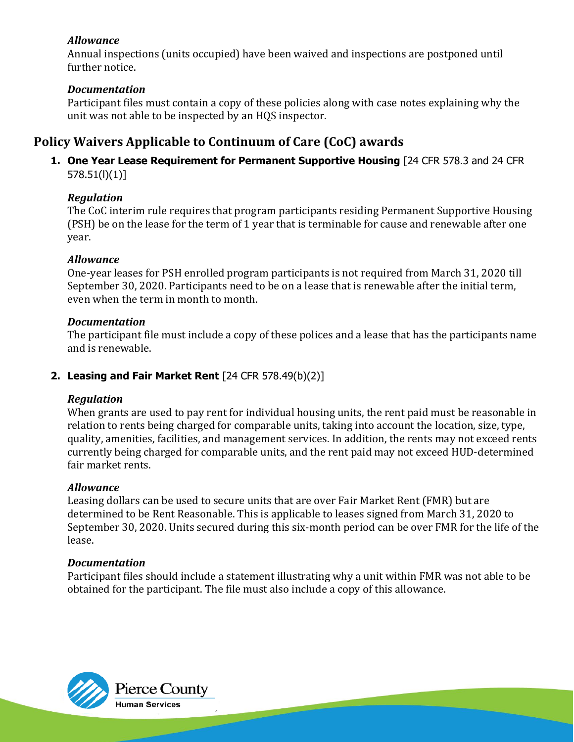### *Allowance*

Annual inspections (units occupied) have been waived and inspections are postponed until further notice.

### *Documentation*

Participant files must contain a copy of these policies along with case notes explaining why the unit was not able to be inspected by an HQS inspector.

## Policy Waivers Applicable to Continuum of Care (CoC) awards

1. **One Year Lease Requirement for Permanent Supportive Housing** [24 CFR 578.3 and 24 CFR 578.51(l)(1)]

   ***Regulation***

   The CoC interim rule requires that program participants residing Permanent Supportive Housing (PSH) be on the lease for the term of 1 year that is terminable for cause and renewable after one year.

   ***Allowance***

   One-year leases for PSH enrolled program participants is not required from March 31, 2020 till September 30, 2020. Participants need to be on a lease that is renewable after the initial term, even when the term in month to month.

   ***Documentation***

   The participant file must include a copy of these polices and a lease that has the participants name and is renewable.

2. **Leasing and Fair Market Rent** [24 CFR 578.49(b)(2)]

   ***Regulation***

   When grants are used to pay rent for individual housing units, the rent paid must be reasonable in relation to rents being charged for comparable units, taking into account the location, size, type, quality, amenities, facilities, and management services. In addition, the rents may not exceed rents currently being charged for comparable units, and the rent paid may not exceed HUD-determined fair market rents.

   ***Allowance***

   Leasing dollars can be used to secure units that are over Fair Market Rent (FMR) but are determined to be Rent Reasonable. This is applicable to leases signed from March 31, 2020 to September 30, 2020. Units secured during this six-month period can be over FMR for the life of the lease.

   ***Documentation***

   Participant files should include a statement illustrating why a unit within FMR was not able to be obtained for the participant. The file must also include a copy of this allowance.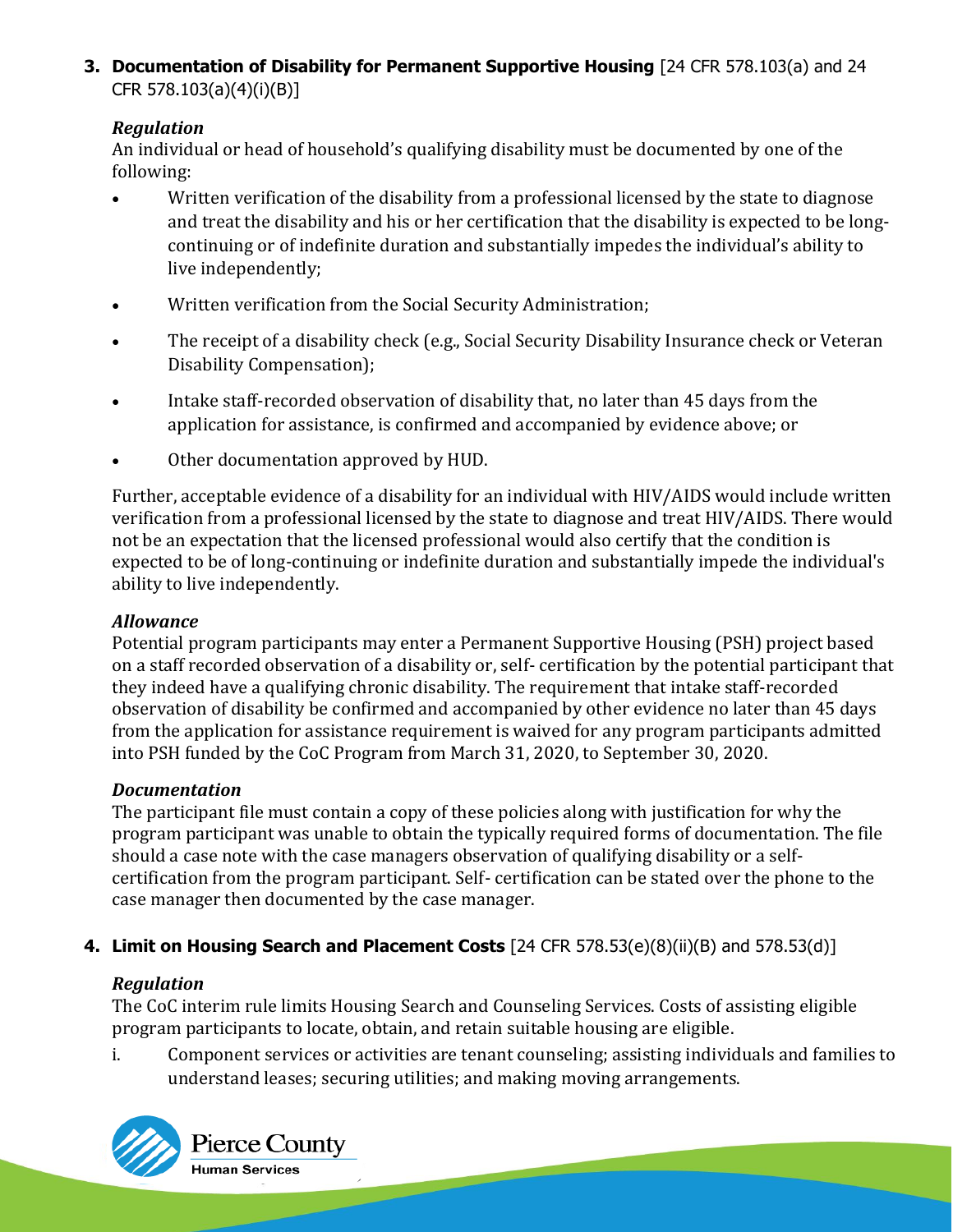**3. Documentation of Disability for Permanent Supportive Housing** [24 CFR 578.103(a) and 24 CFR 578.103(a)(4)(i)(B)]

***Regulation***

An individual or head of household's qualifying disability must be documented by one of the following:

- Written verification of the disability from a professional licensed by the state to diagnose and treat the disability and his or her certification that the disability is expected to be long-continuing or of indefinite duration and substantially impedes the individual's ability to live independently;
- Written verification from the Social Security Administration;
- The receipt of a disability check (e.g., Social Security Disability Insurance check or Veteran Disability Compensation);
- Intake staff-recorded observation of disability that, no later than 45 days from the application for assistance, is confirmed and accompanied by evidence above; or
- Other documentation approved by HUD.

Further, acceptable evidence of a disability for an individual with HIV/AIDS would include written verification from a professional licensed by the state to diagnose and treat HIV/AIDS. There would not be an expectation that the licensed professional would also certify that the condition is expected to be of long-continuing or indefinite duration and substantially impede the individual's ability to live independently.

***Allowance***

Potential program participants may enter a Permanent Supportive Housing (PSH) project based on a staff recorded observation of a disability or, self- certification by the potential participant that they indeed have a qualifying chronic disability. The requirement that intake staff-recorded observation of disability be confirmed and accompanied by other evidence no later than 45 days from the application for assistance requirement is waived for any program participants admitted into PSH funded by the CoC Program from March 31, 2020, to September 30, 2020.

***Documentation***

The participant file must contain a copy of these policies along with justification for why the program participant was unable to obtain the typically required forms of documentation. The file should a case note with the case managers observation of qualifying disability or a self-certification from the program participant. Self- certification can be stated over the phone to the case manager then documented by the case manager.

**4. Limit on Housing Search and Placement Costs** [24 CFR 578.53(e)(8)(ii)(B) and 578.53(d)]

***Regulation***

The CoC interim rule limits Housing Search and Counseling Services. Costs of assisting eligible program participants to locate, obtain, and retain suitable housing are eligible.

i. Component services or activities are tenant counseling; assisting individuals and families to understand leases; securing utilities; and making moving arrangements.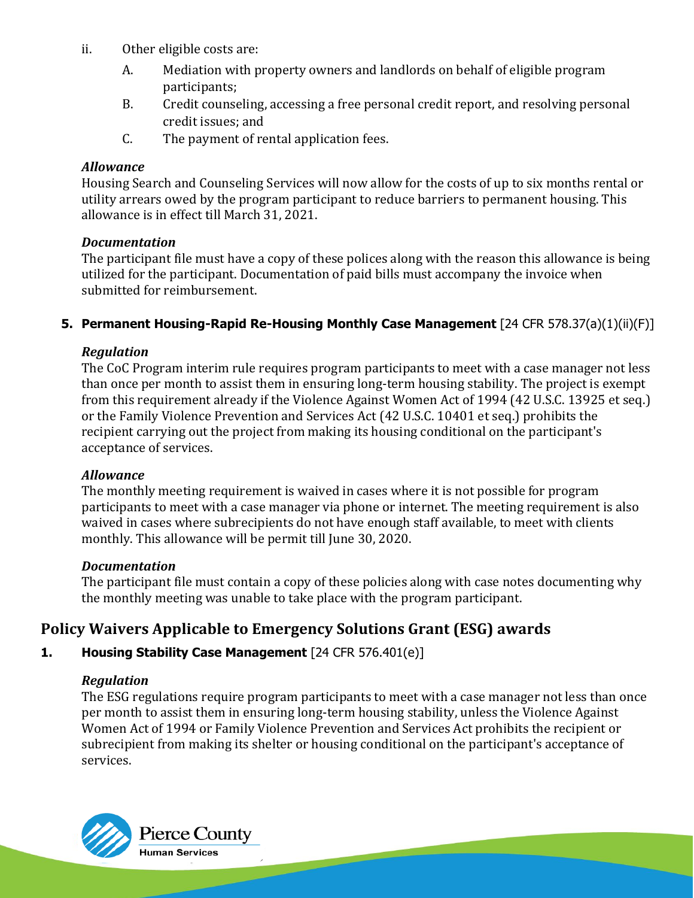ii. Other eligible costs are:

   A. Mediation with property owners and landlords on behalf of eligible program participants;

   B. Credit counseling, accessing a free personal credit report, and resolving personal credit issues; and

   C. The payment of rental application fees.

*Allowance*

Housing Search and Counseling Services will now allow for the costs of up to six months rental or utility arrears owed by the program participant to reduce barriers to permanent housing. This allowance is in effect till March 31, 2021.

*Documentation*

The participant file must have a copy of these polices along with the reason this allowance is being utilized for the participant. Documentation of paid bills must accompany the invoice when submitted for reimbursement.

**5. Permanent Housing-Rapid Re-Housing Monthly Case Management** [24 CFR 578.37(a)(1)(ii)(F)]

*Regulation*

The CoC Program interim rule requires program participants to meet with a case manager not less than once per month to assist them in ensuring long-term housing stability. The project is exempt from this requirement already if the Violence Against Women Act of 1994 (42 U.S.C. 13925 et seq.) or the Family Violence Prevention and Services Act (42 U.S.C. 10401 et seq.) prohibits the recipient carrying out the project from making its housing conditional on the participant's acceptance of services.

*Allowance*

The monthly meeting requirement is waived in cases where it is not possible for program participants to meet with a case manager via phone or internet. The meeting requirement is also waived in cases where subrecipients do not have enough staff available, to meet with clients monthly. This allowance will be permit till June 30, 2020.

*Documentation*

The participant file must contain a copy of these policies along with case notes documenting why the monthly meeting was unable to take place with the program participant.

## Policy Waivers Applicable to Emergency Solutions Grant (ESG) awards

**1. Housing Stability Case Management** [24 CFR 576.401(e)]

*Regulation*

The ESG regulations require program participants to meet with a case manager not less than once per month to assist them in ensuring long-term housing stability, unless the Violence Against Women Act of 1994 or Family Violence Prevention and Services Act prohibits the recipient or subrecipient from making its shelter or housing conditional on the participant's acceptance of services.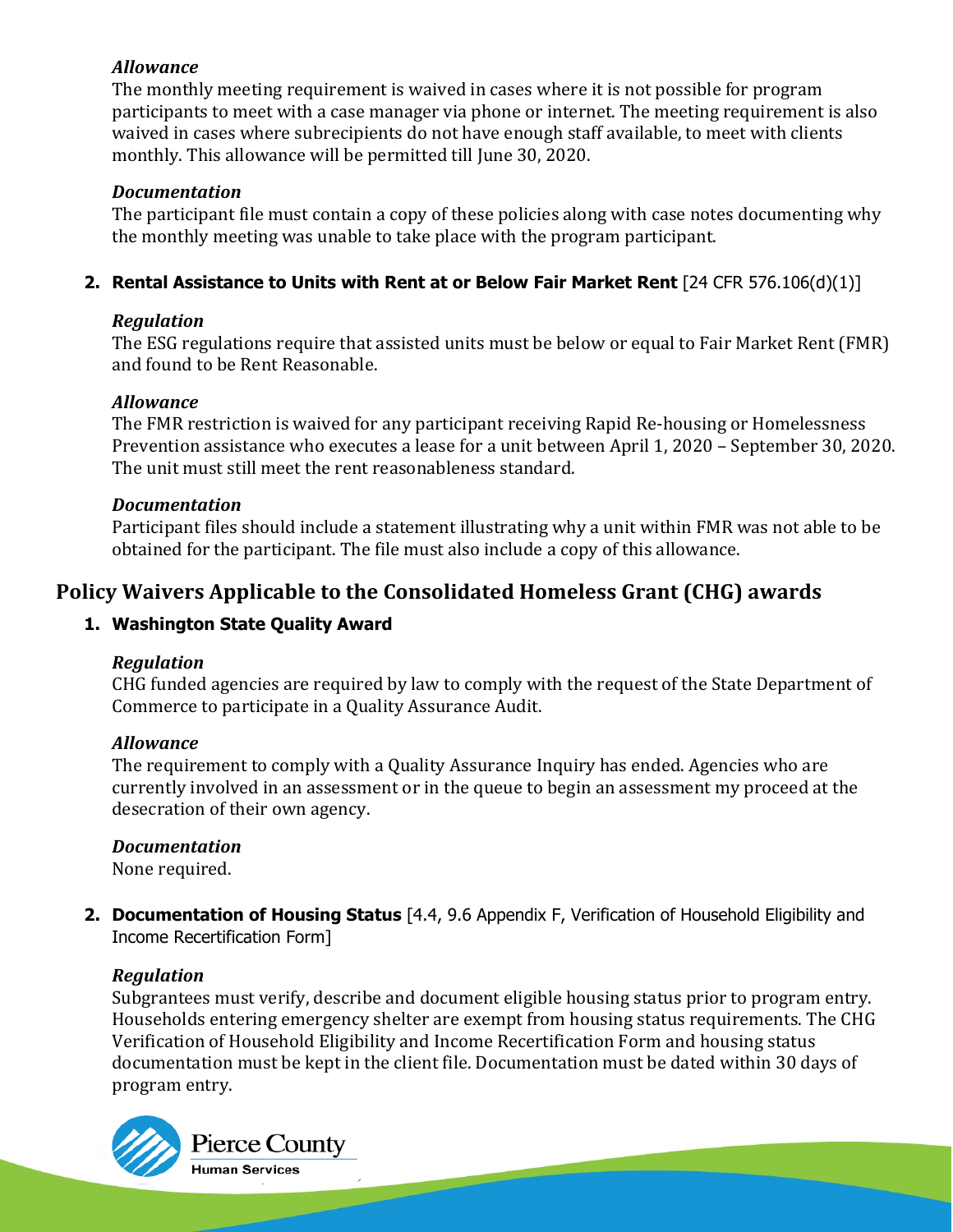*Allowance*

The monthly meeting requirement is waived in cases where it is not possible for program participants to meet with a case manager via phone or internet. The meeting requirement is also waived in cases where subrecipients do not have enough staff available, to meet with clients monthly. This allowance will be permitted till June 30, 2020.

*Documentation*

The participant file must contain a copy of these policies along with case notes documenting why the monthly meeting was unable to take place with the program participant.

2. **Rental Assistance to Units with Rent at or Below Fair Market Rent** [24 CFR 576.106(d)(1)]

*Regulation*

The ESG regulations require that assisted units must be below or equal to Fair Market Rent (FMR) and found to be Rent Reasonable.

*Allowance*

The FMR restriction is waived for any participant receiving Rapid Re-housing or Homelessness Prevention assistance who executes a lease for a unit between April 1, 2020 – September 30, 2020. The unit must still meet the rent reasonableness standard.

*Documentation*

Participant files should include a statement illustrating why a unit within FMR was not able to be obtained for the participant. The file must also include a copy of this allowance.

## Policy Waivers Applicable to the Consolidated Homeless Grant (CHG) awards

1. **Washington State Quality Award**

*Regulation*

CHG funded agencies are required by law to comply with the request of the State Department of Commerce to participate in a Quality Assurance Audit.

*Allowance*

The requirement to comply with a Quality Assurance Inquiry has ended. Agencies who are currently involved in an assessment or in the queue to begin an assessment my proceed at the desecration of their own agency.

*Documentation*

None required.

2. **Documentation of Housing Status** [4.4, 9.6 Appendix F, Verification of Household Eligibility and Income Recertification Form]

*Regulation*

Subgrantees must verify, describe and document eligible housing status prior to program entry. Households entering emergency shelter are exempt from housing status requirements. The CHG Verification of Household Eligibility and Income Recertification Form and housing status documentation must be kept in the client file. Documentation must be dated within 30 days of program entry.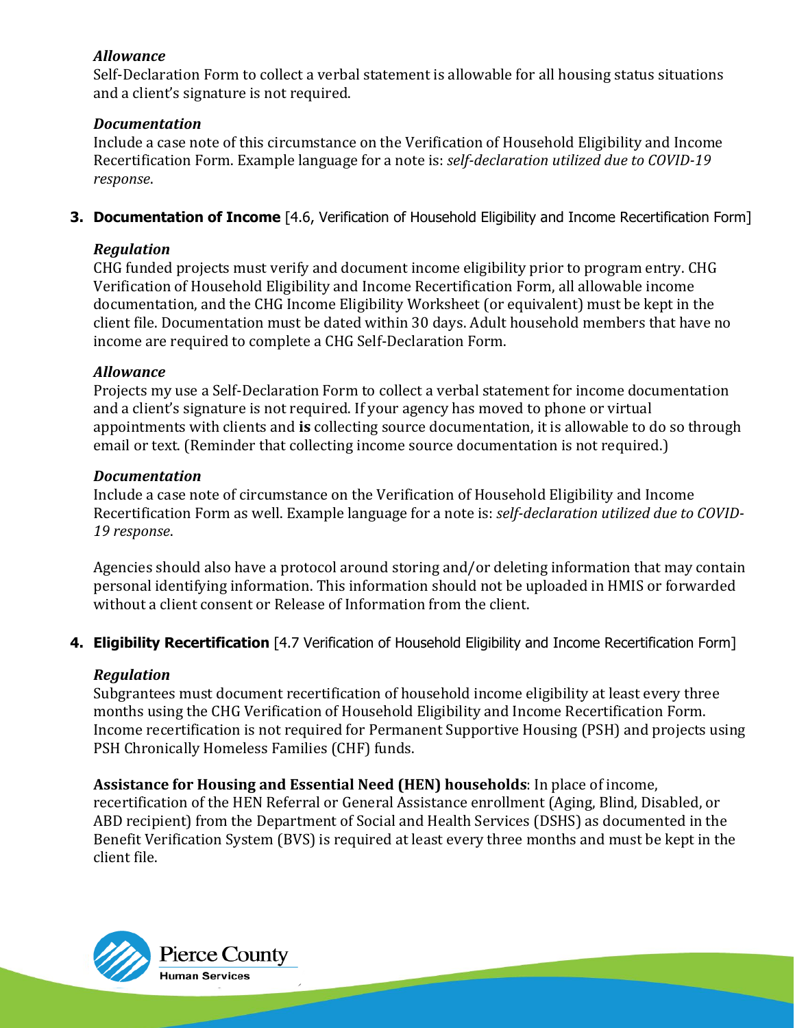*Allowance*

Self-Declaration Form to collect a verbal statement is allowable for all housing status situations and a client's signature is not required.

*Documentation*

Include a case note of this circumstance on the Verification of Household Eligibility and Income Recertification Form. Example language for a note is: *self-declaration utilized due to COVID-19 response*.

3. **Documentation of Income** [4.6, Verification of Household Eligibility and Income Recertification Form]

*Regulation*

CHG funded projects must verify and document income eligibility prior to program entry. CHG Verification of Household Eligibility and Income Recertification Form, all allowable income documentation, and the CHG Income Eligibility Worksheet (or equivalent) must be kept in the client file. Documentation must be dated within 30 days. Adult household members that have no income are required to complete a CHG Self-Declaration Form.

*Allowance*

Projects my use a Self-Declaration Form to collect a verbal statement for income documentation and a client's signature is not required. If your agency has moved to phone or virtual appointments with clients and **is** collecting source documentation, it is allowable to do so through email or text. (Reminder that collecting income source documentation is not required.)

*Documentation*

Include a case note of circumstance on the Verification of Household Eligibility and Income Recertification Form as well. Example language for a note is: *self-declaration utilized due to COVID-19 response*.

Agencies should also have a protocol around storing and/or deleting information that may contain personal identifying information. This information should not be uploaded in HMIS or forwarded without a client consent or Release of Information from the client.

4. **Eligibility Recertification** [4.7 Verification of Household Eligibility and Income Recertification Form]

*Regulation*

Subgrantees must document recertification of household income eligibility at least every three months using the CHG Verification of Household Eligibility and Income Recertification Form. Income recertification is not required for Permanent Supportive Housing (PSH) and projects using PSH Chronically Homeless Families (CHF) funds.

**Assistance for Housing and Essential Need (HEN) households**: In place of income, recertification of the HEN Referral or General Assistance enrollment (Aging, Blind, Disabled, or ABD recipient) from the Department of Social and Health Services (DSHS) as documented in the Benefit Verification System (BVS) is required at least every three months and must be kept in the client file.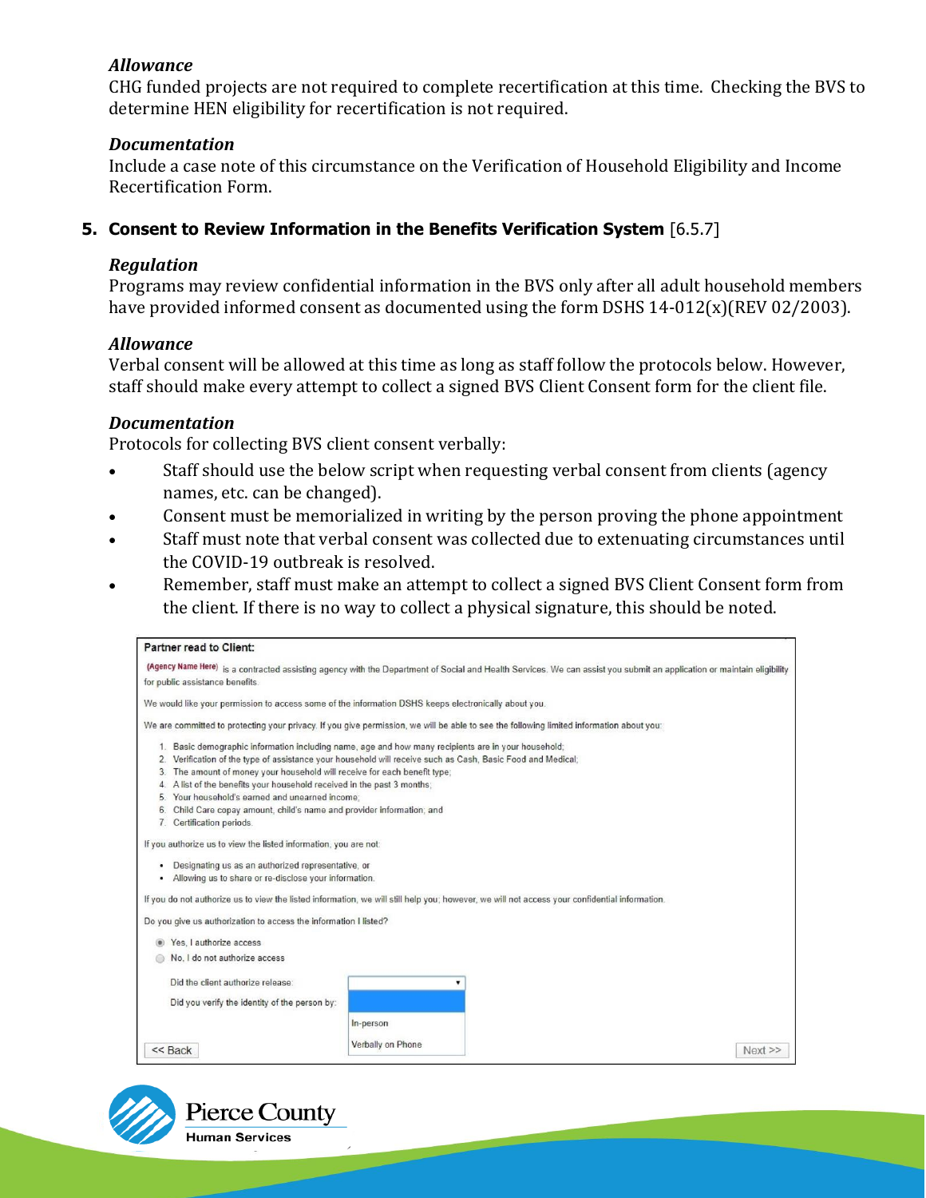*Allowance*

CHG funded projects are not required to complete recertification at this time. Checking the BVS to determine HEN eligibility for recertification is not required.

*Documentation*

Include a case note of this circumstance on the Verification of Household Eligibility and Income Recertification Form.

**5. Consent to Review Information in the Benefits Verification System** [6.5.7]

*Regulation*

Programs may review confidential information in the BVS only after all adult household members have provided informed consent as documented using the form DSHS 14-012(x)(REV 02/2003).

*Allowance*

Verbal consent will be allowed at this time as long as staff follow the protocols below. However, staff should make every attempt to collect a signed BVS Client Consent form for the client file.

*Documentation*

Protocols for collecting BVS client consent verbally:

- Staff should use the below script when requesting verbal consent from clients (agency names, etc. can be changed).
- Consent must be memorialized in writing by the person proving the phone appointment
- Staff must note that verbal consent was collected due to extenuating circumstances until the COVID-19 outbreak is resolved.
- Remember, staff must make an attempt to collect a signed BVS Client Consent form from the client. If there is no way to collect a physical signature, this should be noted.

**Partner read to Client:**

(Agency Name Here) is a contracted assisting agency with the Department of Social and Health Services. We can assist you submit an application or maintain eligibility for public assistance benefits.

We would like your permission to access some of the information DSHS keeps electronically about you.

We are committed to protecting your privacy. If you give permission, we will be able to see the following limited information about you:

1. Basic demographic information including name, age and how many recipients are in your household;
2. Verification of the type of assistance your household will receive such as Cash, Basic Food and Medical;
3. The amount of money your household will receive for each benefit type;
4. A list of the benefits your household received in the past 3 months;
5. Your household's earned and unearned income;
6. Child Care copay amount, child's name and provider information; and
7. Certification periods.

If you authorize us to view the listed information, you are not:

- Designating us as an authorized representative, or
- Allowing us to share or re-disclose your information.

If you do not authorize us to view the listed information, we will still help you; however, we will not access your confidential information.

Do you give us authorization to access the information I listed?

- Yes, I authorize access
- No, I do not authorize access

Did the client authorize release:

Did you verify the identity of the person by:

In-person

Verbally on Phone

<< Back

Next >>